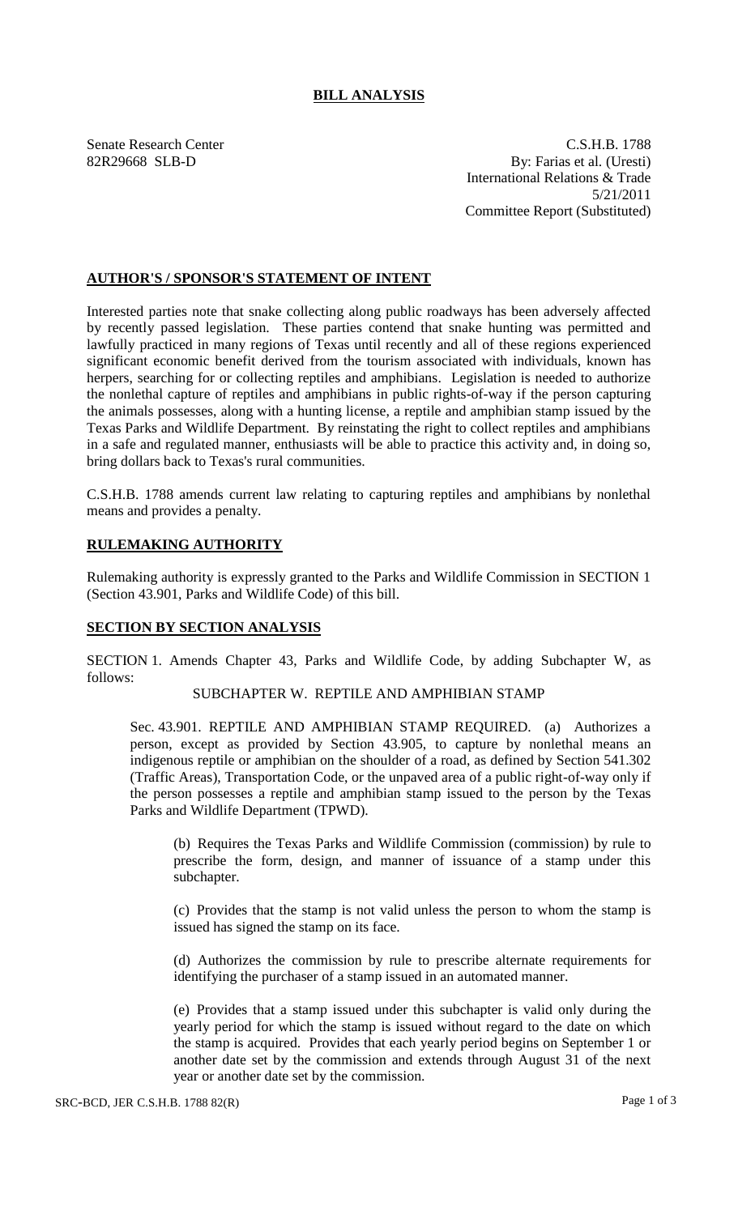# BILL ANALYSIS

Senate Research Center
82R29668 SLB-D

C.S.H.B. 1788
By: Farias et al. (Uresti)
International Relations & Trade
5/21/2011
Committee Report (Substituted)

## AUTHOR'S / SPONSOR'S STATEMENT OF INTENT

Interested parties note that snake collecting along public roadways has been adversely affected by recently passed legislation. These parties contend that snake hunting was permitted and lawfully practiced in many regions of Texas until recently and all of these regions experienced significant economic benefit derived from the tourism associated with individuals, known has herpers, searching for or collecting reptiles and amphibians. Legislation is needed to authorize the nonlethal capture of reptiles and amphibians in public rights-of-way if the person capturing the animals possesses, along with a hunting license, a reptile and amphibian stamp issued by the Texas Parks and Wildlife Department. By reinstating the right to collect reptiles and amphibians in a safe and regulated manner, enthusiasts will be able to practice this activity and, in doing so, bring dollars back to Texas's rural communities.

C.S.H.B. 1788 amends current law relating to capturing reptiles and amphibians by nonlethal means and provides a penalty.

## RULEMAKING AUTHORITY

Rulemaking authority is expressly granted to the Parks and Wildlife Commission in SECTION 1 (Section 43.901, Parks and Wildlife Code) of this bill.

## SECTION BY SECTION ANALYSIS

SECTION 1. Amends Chapter 43, Parks and Wildlife Code, by adding Subchapter W, as follows:

SUBCHAPTER W. REPTILE AND AMPHIBIAN STAMP

Sec. 43.901. REPTILE AND AMPHIBIAN STAMP REQUIRED. (a) Authorizes a person, except as provided by Section 43.905, to capture by nonlethal means an indigenous reptile or amphibian on the shoulder of a road, as defined by Section 541.302 (Traffic Areas), Transportation Code, or the unpaved area of a public right-of-way only if the person possesses a reptile and amphibian stamp issued to the person by the Texas Parks and Wildlife Department (TPWD).

(b) Requires the Texas Parks and Wildlife Commission (commission) by rule to prescribe the form, design, and manner of issuance of a stamp under this subchapter.

(c) Provides that the stamp is not valid unless the person to whom the stamp is issued has signed the stamp on its face.

(d) Authorizes the commission by rule to prescribe alternate requirements for identifying the purchaser of a stamp issued in an automated manner.

(e) Provides that a stamp issued under this subchapter is valid only during the yearly period for which the stamp is issued without regard to the date on which the stamp is acquired. Provides that each yearly period begins on September 1 or another date set by the commission and extends through August 31 of the next year or another date set by the commission.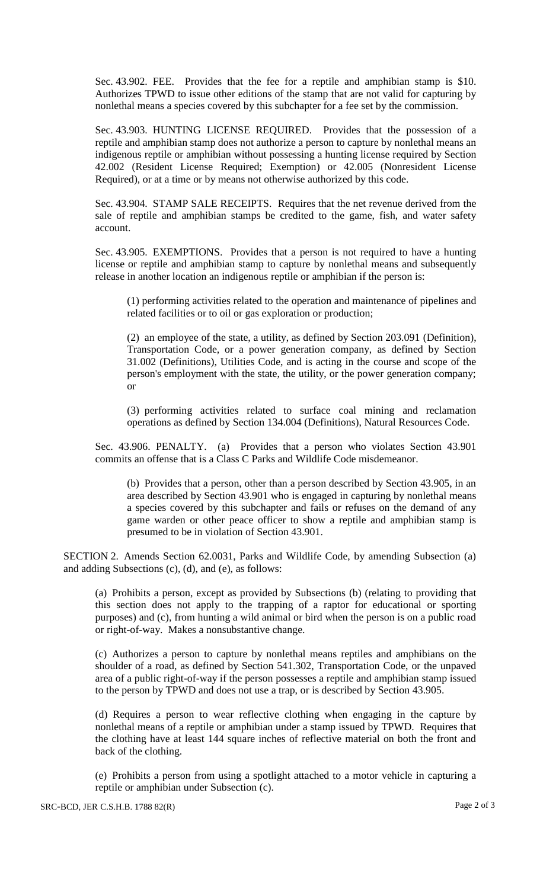Sec. 43.902. FEE. Provides that the fee for a reptile and amphibian stamp is $10. Authorizes TPWD to issue other editions of the stamp that are not valid for capturing by nonlethal means a species covered by this subchapter for a fee set by the commission.

Sec. 43.903. HUNTING LICENSE REQUIRED. Provides that the possession of a reptile and amphibian stamp does not authorize a person to capture by nonlethal means an indigenous reptile or amphibian without possessing a hunting license required by Section 42.002 (Resident License Required; Exemption) or 42.005 (Nonresident License Required), or at a time or by means not otherwise authorized by this code.

Sec. 43.904. STAMP SALE RECEIPTS. Requires that the net revenue derived from the sale of reptile and amphibian stamps be credited to the game, fish, and water safety account.

Sec. 43.905. EXEMPTIONS. Provides that a person is not required to have a hunting license or reptile and amphibian stamp to capture by nonlethal means and subsequently release in another location an indigenous reptile or amphibian if the person is:

(1) performing activities related to the operation and maintenance of pipelines and related facilities or to oil or gas exploration or production;

(2) an employee of the state, a utility, as defined by Section 203.091 (Definition), Transportation Code, or a power generation company, as defined by Section 31.002 (Definitions), Utilities Code, and is acting in the course and scope of the person's employment with the state, the utility, or the power generation company; or

(3) performing activities related to surface coal mining and reclamation operations as defined by Section 134.004 (Definitions), Natural Resources Code.

Sec. 43.906. PENALTY. (a) Provides that a person who violates Section 43.901 commits an offense that is a Class C Parks and Wildlife Code misdemeanor.

(b) Provides that a person, other than a person described by Section 43.905, in an area described by Section 43.901 who is engaged in capturing by nonlethal means a species covered by this subchapter and fails or refuses on the demand of any game warden or other peace officer to show a reptile and amphibian stamp is presumed to be in violation of Section 43.901.

SECTION 2. Amends Section 62.0031, Parks and Wildlife Code, by amending Subsection (a) and adding Subsections (c), (d), and (e), as follows:

(a) Prohibits a person, except as provided by Subsections (b) (relating to providing that this section does not apply to the trapping of a raptor for educational or sporting purposes) and (c), from hunting a wild animal or bird when the person is on a public road or right-of-way. Makes a nonsubstantive change.

(c) Authorizes a person to capture by nonlethal means reptiles and amphibians on the shoulder of a road, as defined by Section 541.302, Transportation Code, or the unpaved area of a public right-of-way if the person possesses a reptile and amphibian stamp issued to the person by TPWD and does not use a trap, or is described by Section 43.905.

(d) Requires a person to wear reflective clothing when engaging in the capture by nonlethal means of a reptile or amphibian under a stamp issued by TPWD. Requires that the clothing have at least 144 square inches of reflective material on both the front and back of the clothing.

(e) Prohibits a person from using a spotlight attached to a motor vehicle in capturing a reptile or amphibian under Subsection (c).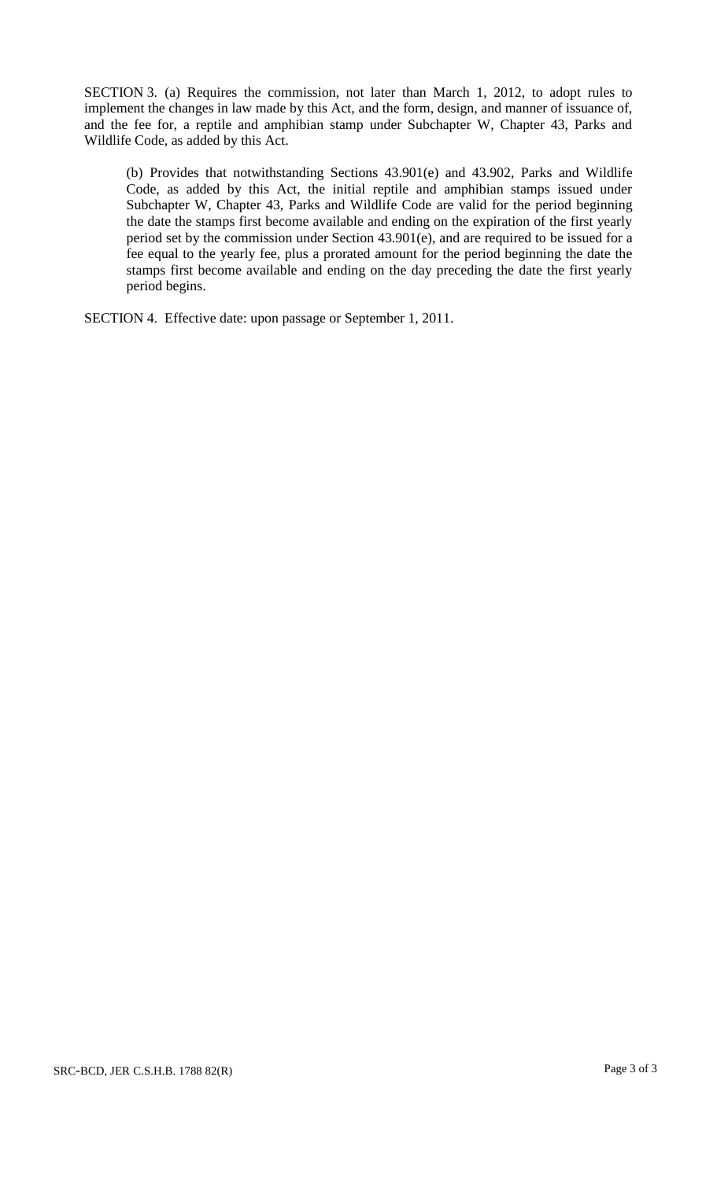SECTION 3. (a) Requires the commission, not later than March 1, 2012, to adopt rules to implement the changes in law made by this Act, and the form, design, and manner of issuance of, and the fee for, a reptile and amphibian stamp under Subchapter W, Chapter 43, Parks and Wildlife Code, as added by this Act.

(b) Provides that notwithstanding Sections 43.901(e) and 43.902, Parks and Wildlife Code, as added by this Act, the initial reptile and amphibian stamps issued under Subchapter W, Chapter 43, Parks and Wildlife Code are valid for the period beginning the date the stamps first become available and ending on the expiration of the first yearly period set by the commission under Section 43.901(e), and are required to be issued for a fee equal to the yearly fee, plus a prorated amount for the period beginning the date the stamps first become available and ending on the day preceding the date the first yearly period begins.

SECTION 4. Effective date: upon passage or September 1, 2011.